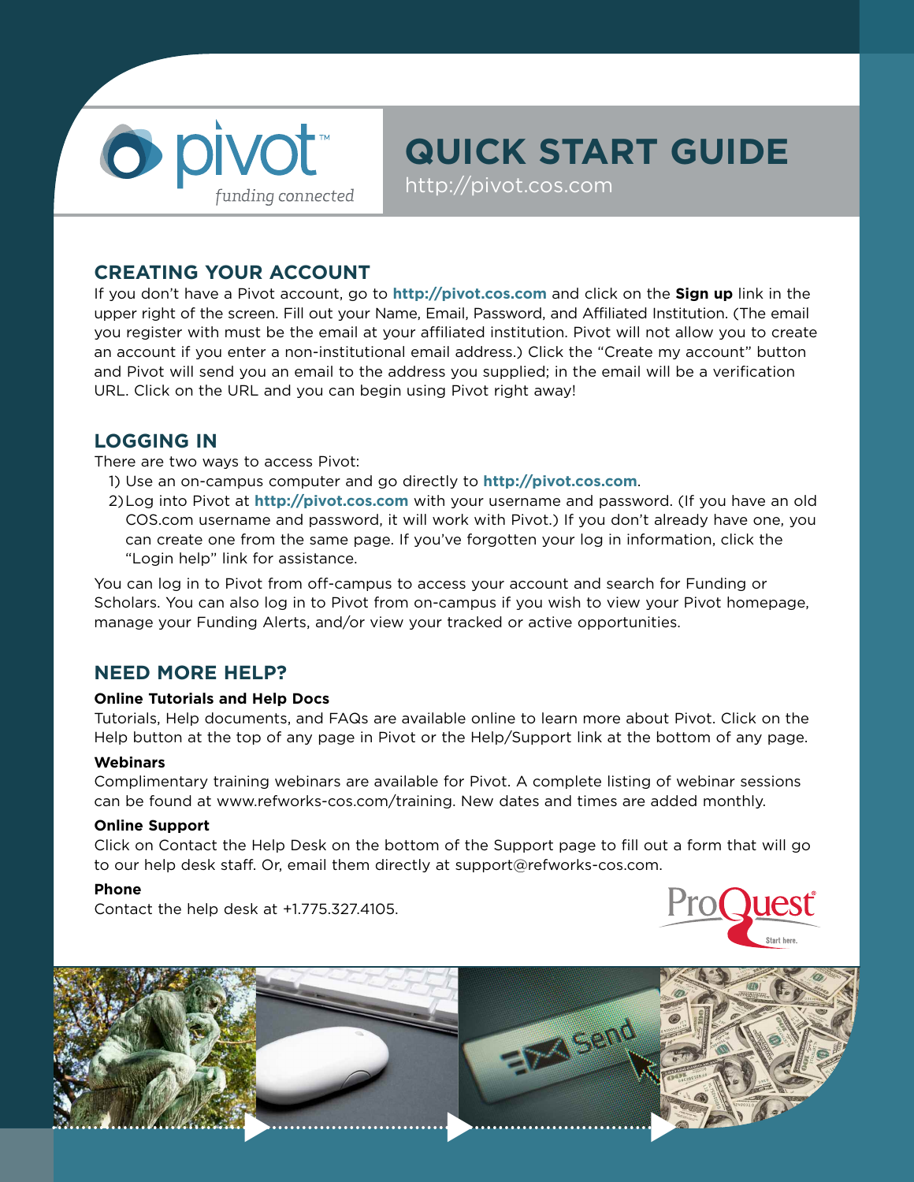pivot™

*funding connected*

# QUICK START GUIDE

http://pivot.cos.com

## CREATING YOUR ACCOUNT

If you don't have a Pivot account, go to **http://pivot.cos.com** and click on the **Sign up** link in the upper right of the screen. Fill out your Name, Email, Password, and Affiliated Institution. (The email you register with must be the email at your affiliated institution. Pivot will not allow you to create an account if you enter a non-institutional email address.) Click the "Create my account" button and Pivot will send you an email to the address you supplied; in the email will be a verification URL. Click on the URL and you can begin using Pivot right away!

## LOGGING IN

There are two ways to access Pivot:

1) Use an on-campus computer and go directly to **http://pivot.cos.com**.
2) Log into Pivot at **http://pivot.cos.com** with your username and password. (If you have an old COS.com username and password, it will work with Pivot.) If you don't already have one, you can create one from the same page. If you've forgotten your log in information, click the "Login help" link for assistance.

You can log in to Pivot from off-campus to access your account and search for Funding or Scholars. You can also log in to Pivot from on-campus if you wish to view your Pivot homepage, manage your Funding Alerts, and/or view your tracked or active opportunities.

## NEED MORE HELP?

### Online Tutorials and Help Docs

Tutorials, Help documents, and FAQs are available online to learn more about Pivot. Click on the Help button at the top of any page in Pivot or the Help/Support link at the bottom of any page.

### Webinars

Complimentary training webinars are available for Pivot. A complete listing of webinar sessions can be found at www.refworks-cos.com/training. New dates and times are added monthly.

### Online Support

Click on Contact the Help Desk on the bottom of the Support page to fill out a form that will go to our help desk staff. Or, email them directly at support@refworks-cos.com.

### Phone

Contact the help desk at +1.775.327.4105.

ProQuest® Start here.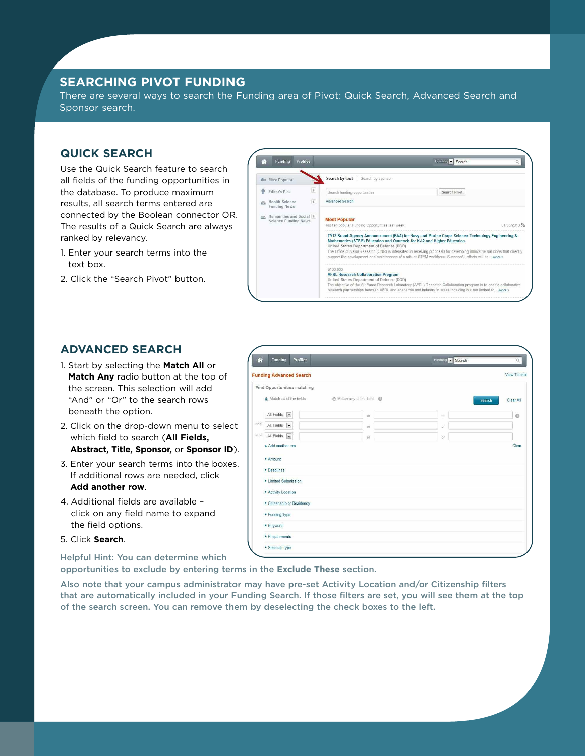# SEARCHING PIVOT FUNDING

There are several ways to search the Funding area of Pivot: Quick Search, Advanced Search and Sponsor search.

## QUICK SEARCH

Use the Quick Search feature to search all fields of the funding opportunities in the database. To produce maximum results, all search terms entered are connected by the Boolean connector OR. The results of a Quick Search are always ranked by relevancy.

1. Enter your search terms into the text box.
2. Click the "Search Pivot" button.

## ADVANCED SEARCH

1. Start by selecting the **Match All** or **Match Any** radio button at the top of the screen. This selection will add "And" or "Or" to the search rows beneath the option.
2. Click on the drop-down menu to select which field to search (**All Fields, Abstract, Title, Sponsor,** or **Sponsor ID**).
3. Enter your search terms into the boxes. If additional rows are needed, click **Add another row**.
4. Additional fields are available – click on any field name to expand the field options.
5. Click **Search**.

Helpful Hint: You can determine which opportunities to exclude by entering terms in the **Exclude These** section.

Also note that your campus administrator may have pre-set Activity Location and/or Citizenship filters that are automatically included in your Funding Search. If those filters are set, you will see them at the top of the search screen. You can remove them by deselecting the check boxes to the left.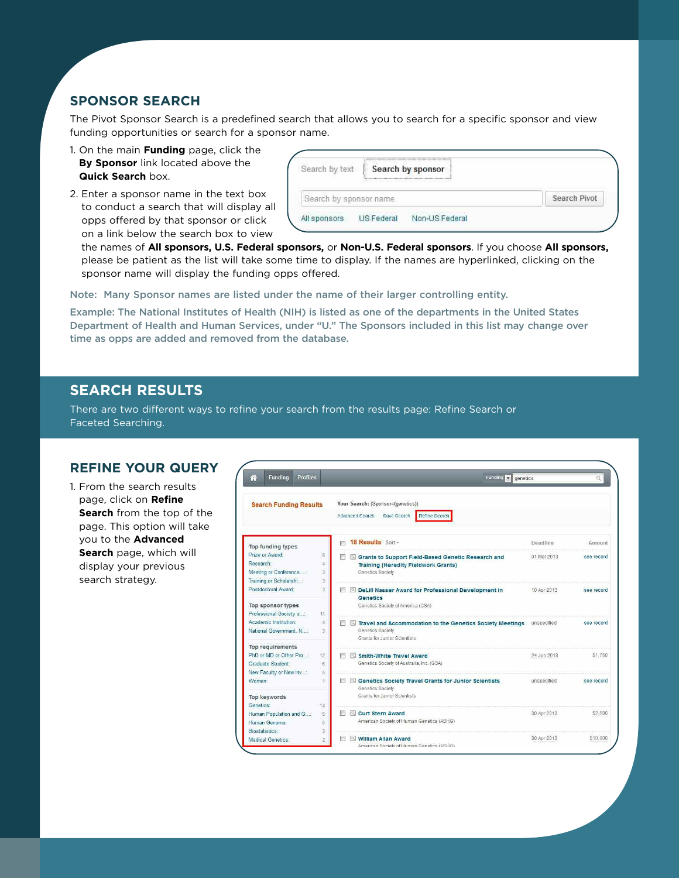## SPONSOR SEARCH

The Pivot Sponsor Search is a predefined search that allows you to search for a specific sponsor and view funding opportunities or search for a sponsor name.

1. On the main **Funding** page, click the **By Sponsor** link located above the **Quick Search** box.
2. Enter a sponsor name in the text box to conduct a search that will display all opps offered by that sponsor or click on a link below the search box to view the names of **All sponsors, U.S. Federal sponsors,** or **Non-U.S. Federal sponsors**. If you choose **All sponsors,** please be patient as the list will take some time to display. If the names are hyperlinked, clicking on the sponsor name will display the funding opps offered.

Note: Many Sponsor names are listed under the name of their larger controlling entity.

Example: The National Institutes of Health (NIH) is listed as one of the departments in the United States Department of Health and Human Services, under "U." The Sponsors included in this list may change over time as opps are added and removed from the database.

## SEARCH RESULTS

There are two different ways to refine your search from the results page: Refine Search or Faceted Searching.

## REFINE YOUR QUERY

1. From the search results page, click on **Refine Search** from the top of the page. This option will take you to the **Advanced Search** page, which will display your previous search strategy.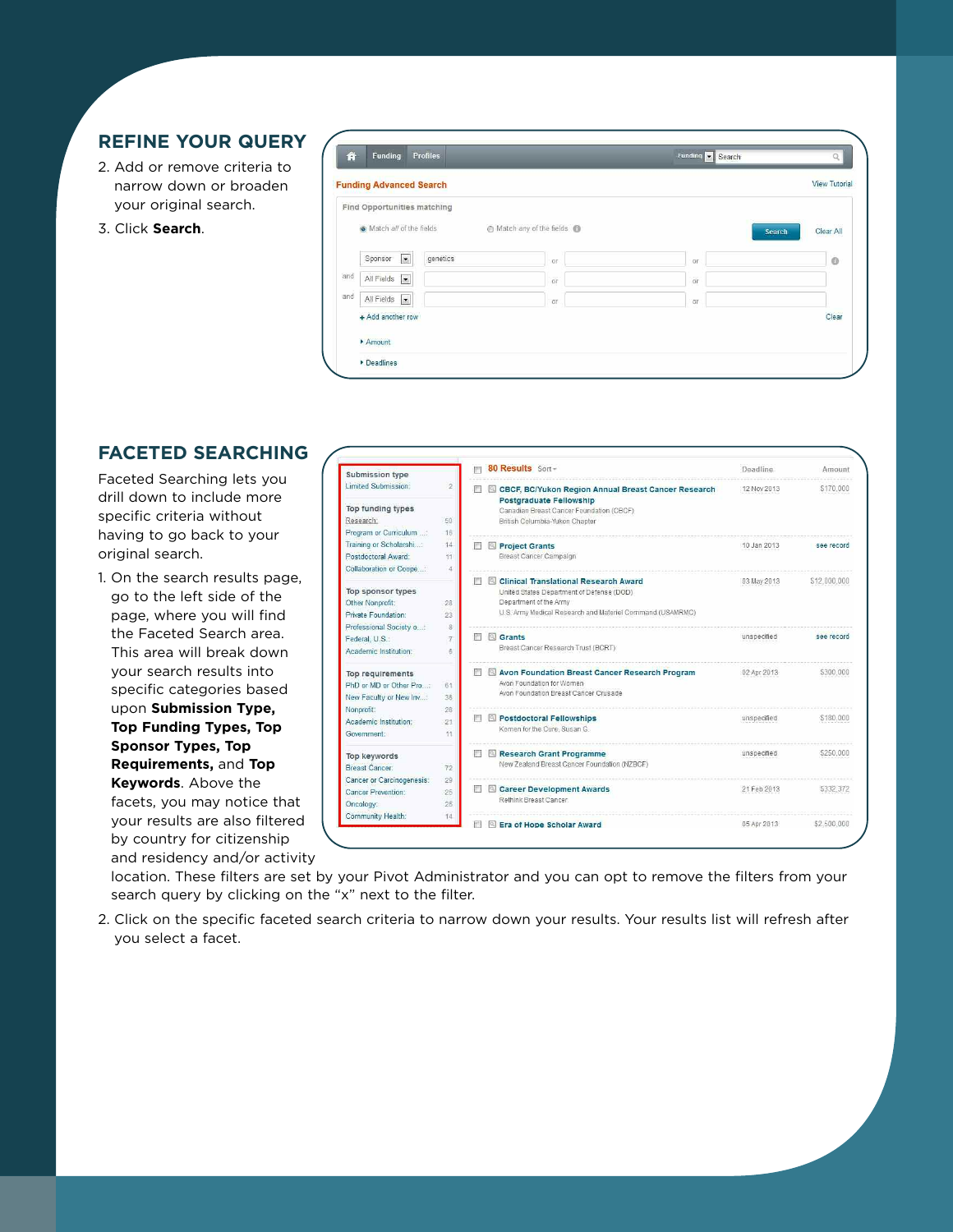## REFINE YOUR QUERY

2. Add or remove criteria to narrow down or broaden your original search.
3. Click **Search**.

## FACETED SEARCHING

Faceted Searching lets you drill down to include more specific criteria without having to go back to your original search.

1. On the search results page, go to the left side of the page, where you will find the Faceted Search area. This area will break down your search results into specific categories based upon **Submission Type, Top Funding Types, Top Sponsor Types, Top Requirements,** and **Top Keywords**. Above the facets, you may notice that your results are also filtered by country for citizenship and residency and/or activity location. These filters are set by your Pivot Administrator and you can opt to remove the filters from your search query by clicking on the "x" next to the filter.
2. Click on the specific faceted search criteria to narrow down your results. Your results list will refresh after you select a facet.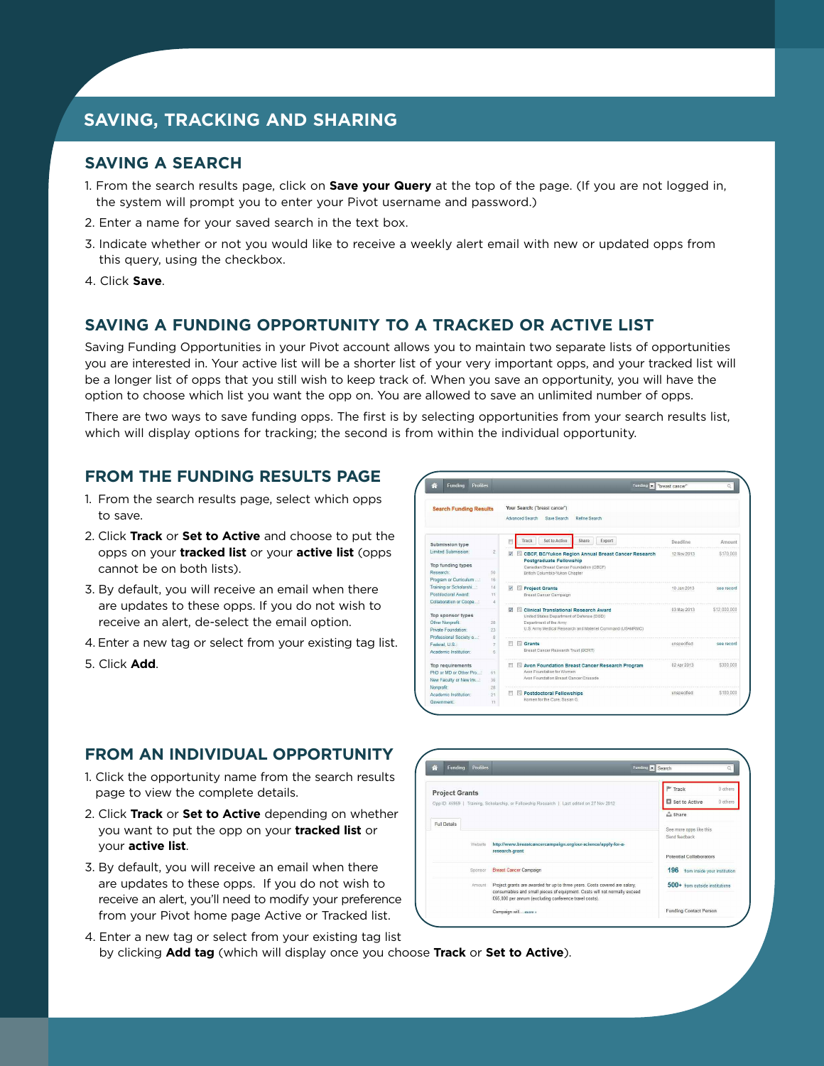## SAVING, TRACKING AND SHARING

### SAVING A SEARCH

1. From the search results page, click on **Save your Query** at the top of the page. (If you are not logged in, the system will prompt you to enter your Pivot username and password.)
2. Enter a name for your saved search in the text box.
3. Indicate whether or not you would like to receive a weekly alert email with new or updated opps from this query, using the checkbox.
4. Click **Save**.

### SAVING A FUNDING OPPORTUNITY TO A TRACKED OR ACTIVE LIST

Saving Funding Opportunities in your Pivot account allows you to maintain two separate lists of opportunities you are interested in. Your active list will be a shorter list of your very important opps, and your tracked list will be a longer list of opps that you still wish to keep track of. When you save an opportunity, you will have the option to choose which list you want the opp on. You are allowed to save an unlimited number of opps.

There are two ways to save funding opps. The first is by selecting opportunities from your search results list, which will display options for tracking; the second is from within the individual opportunity.

### FROM THE FUNDING RESULTS PAGE

1. From the search results page, select which opps to save.
2. Click **Track** or **Set to Active** and choose to put the opps on your **tracked list** or your **active list** (opps cannot be on both lists).
3. By default, you will receive an email when there are updates to these opps. If you do not wish to receive an alert, de-select the email option.
4. Enter a new tag or select from your existing tag list.
5. Click **Add**.

### FROM AN INDIVIDUAL OPPORTUNITY

1. Click the opportunity name from the search results page to view the complete details.
2. Click **Track** or **Set to Active** depending on whether you want to put the opp on your **tracked list** or your **active list**.
3. By default, you will receive an email when there are updates to these opps. If you do not wish to receive an alert, you'll need to modify your preference from your Pivot home page Active or Tracked list.
4. Enter a new tag or select from your existing tag list by clicking **Add tag** (which will display once you choose **Track** or **Set to Active**).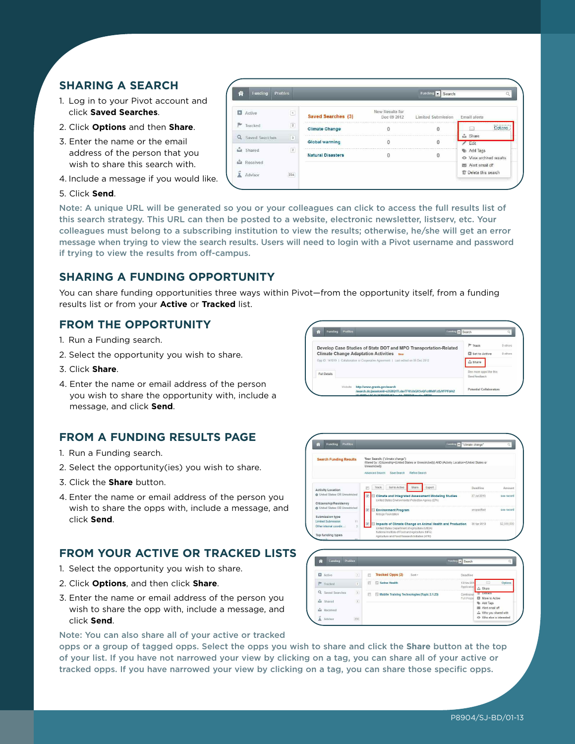## SHARING A SEARCH

1. Log in to your Pivot account and click **Saved Searches**.
2. Click **Options** and then **Share**.
3. Enter the name or the email address of the person that you wish to share this search with.
4. Include a message if you would like.
5. Click **Send**.

Note: A unique URL will be generated so you or your colleagues can click to access the full results list of this search strategy. This URL can then be posted to a website, electronic newsletter, listserv, etc. Your colleagues must belong to a subscribing institution to view the results; otherwise, he/she will get an error message when trying to view the search results. Users will need to login with a Pivot username and password if trying to view the results from off-campus.

## SHARING A FUNDING OPPORTUNITY

You can share funding opportunities three ways within Pivot—from the opportunity itself, from a funding results list or from your **Active** or **Tracked** list.

## FROM THE OPPORTUNITY

1. Run a Funding search.
2. Select the opportunity you wish to share.
3. Click **Share**.
4. Enter the name or email address of the person you wish to share the opportunity with, include a message, and click **Send**.

## FROM A FUNDING RESULTS PAGE

1. Run a Funding search.
2. Select the opportunity(ies) you wish to share.
3. Click the **Share** button.
4. Enter the name or email address of the person you wish to share the opps with, include a message, and click **Send**.

## FROM YOUR ACTIVE OR TRACKED LISTS

1. Select the opportunity you wish to share.
2. Click **Options**, and then click **Share**.
3. Enter the name or email address of the person you wish to share the opp with, include a message, and click **Send**.

Note: You can also share all of your active or tracked opps or a group of tagged opps. Select the opps you wish to share and click the **Share** button at the top of your list. If you have not narrowed your view by clicking on a tag, you can share all of your active or tracked opps. If you have narrowed your view by clicking on a tag, you can share those specific opps.

P8904/SJ-BD/01-13